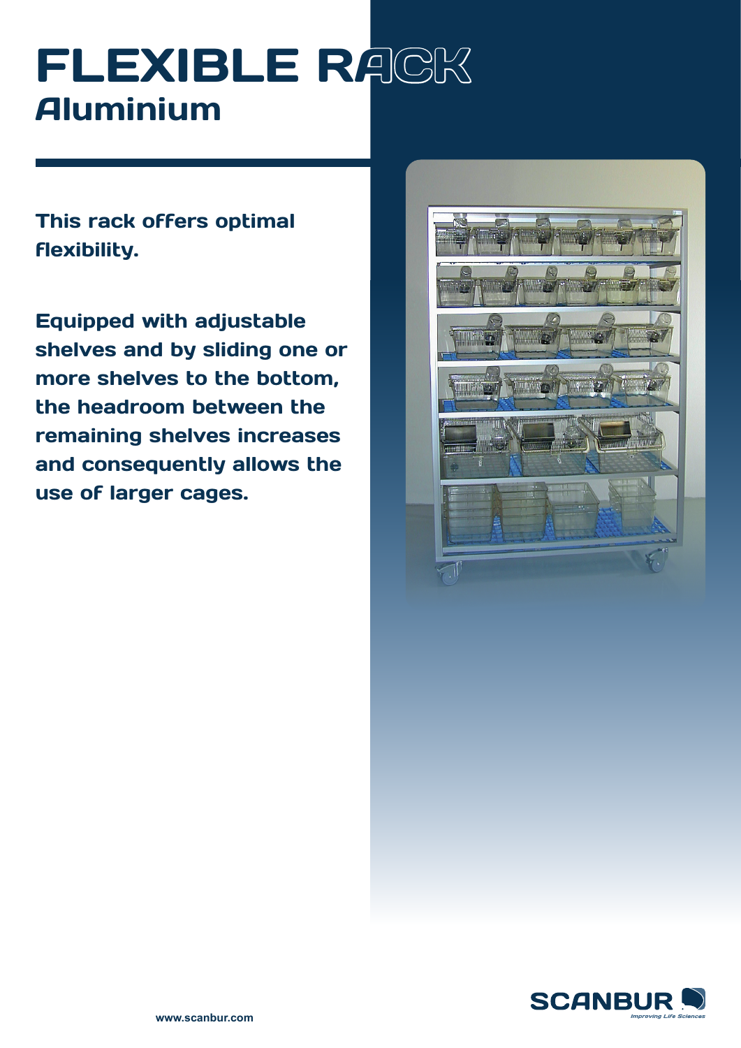# FLEXIBLE RACK

## Aluminium

**This rack offers optimal flexibility.**

**Equipped with adjustable shelves and by sliding one or more shelves to the bottom, the headroom between the remaining shelves increases and consequently allows the use of larger cages.**

www.scanbur.com

SCANBUR

*Improving Life Sciences*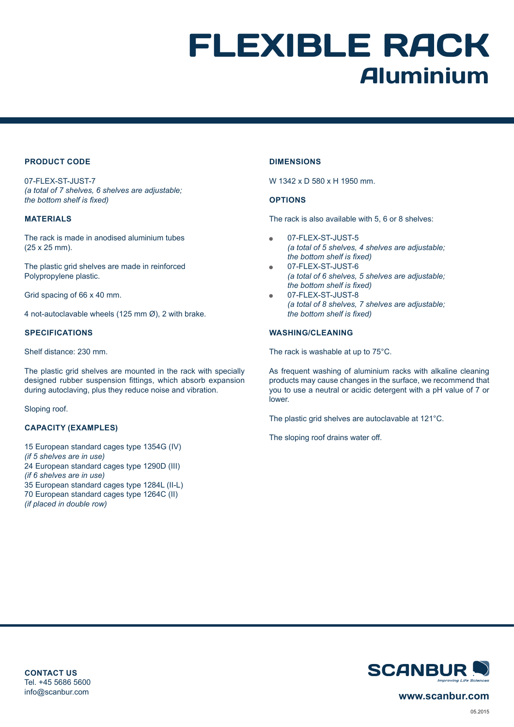# FLEXIBLE RACK
## Aluminium

### PRODUCT CODE

07-FLEX-ST-JUST-7
*(a total of 7 shelves, 6 shelves are adjustable; the bottom shelf is fixed)*

### MATERIALS

The rack is made in anodised aluminium tubes (25 x 25 mm).

The plastic grid shelves are made in reinforced Polypropylene plastic.

Grid spacing of 66 x 40 mm.

4 not-autoclavable wheels (125 mm Ø), 2 with brake.

### SPECIFICATIONS

Shelf distance: 230 mm.

The plastic grid shelves are mounted in the rack with specially designed rubber suspension fittings, which absorb expansion during autoclaving, plus they reduce noise and vibration.

Sloping roof.

### CAPACITY (EXAMPLES)

15 European standard cages type 1354G (IV)
*(if 5 shelves are in use)*
24 European standard cages type 1290D (III)
*(if 6 shelves are in use)*
35 European standard cages type 1284L (II-L)
70 European standard cages type 1264C (II)
*(if placed in double row)*

### DIMENSIONS

W 1342 x D 580 x H 1950 mm.

### OPTIONS

The rack is also available with 5, 6 or 8 shelves:

- 07-FLEX-ST-JUST-5
  *(a total of 5 shelves, 4 shelves are adjustable; the bottom shelf is fixed)*
- 07-FLEX-ST-JUST-6
  *(a total of 6 shelves, 5 shelves are adjustable; the bottom shelf is fixed)*
- 07-FLEX-ST-JUST-8
  *(a total of 8 shelves, 7 shelves are adjustable; the bottom shelf is fixed)*

### WASHING/CLEANING

The rack is washable at up to 75°C.

As frequent washing of aluminium racks with alkaline cleaning products may cause changes in the surface, we recommend that you to use a neutral or acidic detergent with a pH value of 7 or lower.

The plastic grid shelves are autoclavable at 121°C.

The sloping roof drains water off.

**CONTACT US**
Tel. +45 5686 5600
info@scanbur.com

SCANBUR
*Improving Life Sciences*

**www.scanbur.com**

05.2015